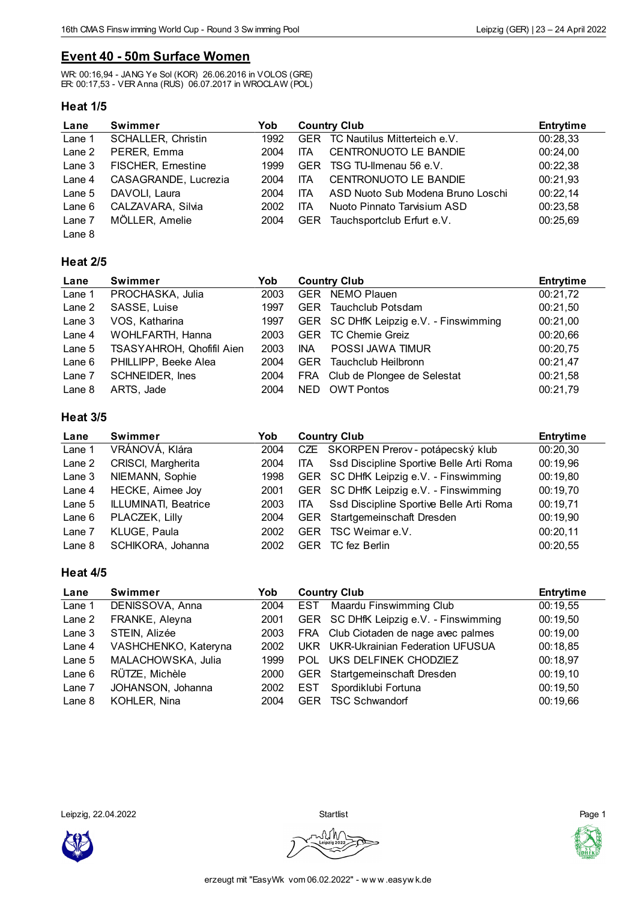## Event 40 - 50m Surface Women

WR: 00:16,94 - JANG Ye Sol (KOR) 26.06.2016 in VOLOS (GRE)
ER: 00:17,53 - VER Anna (RUS) 06.07.2017 in WROCLAW (POL)

### Heat 1/5

| Lane | Swimmer | Yob | Country | Club | Entrytime |
|---|---|---|---|---|---|
| Lane 1 | SCHALLER, Christin | 1992 | GER | TC Nautilus Mitterteich e.V. | 00:28,33 |
| Lane 2 | PERER, Emma | 2004 | ITA | CENTRONUOTO LE BANDIE | 00:24,00 |
| Lane 3 | FISCHER, Ernestine | 1999 | GER | TSG TU-Ilmenau 56 e.V. | 00:22,38 |
| Lane 4 | CASAGRANDE, Lucrezia | 2004 | ITA | CENTRONUOTO LE BANDIE | 00:21,93 |
| Lane 5 | DAVOLI, Laura | 2004 | ITA | ASD Nuoto Sub Modena Bruno Loschi | 00:22,14 |
| Lane 6 | CALZAVARA, Silvia | 2002 | ITA | Nuoto Pinnato Tarvisium ASD | 00:23,58 |
| Lane 7 | MÖLLER, Amelie | 2004 | GER | Tauchsportclub Erfurt e.V. | 00:25,69 |
| Lane 8 | | | | | |

### Heat 2/5

| Lane | Swimmer | Yob | Country | Club | Entrytime |
|---|---|---|---|---|---|
| Lane 1 | PROCHASKA, Julia | 2003 | GER | NEMO Plauen | 00:21,72 |
| Lane 2 | SASSE, Luise | 1997 | GER | Tauchclub Potsdam | 00:21,50 |
| Lane 3 | VOS, Katharina | 1997 | GER | SC DHfK Leipzig e.V. - Finswimming | 00:21,00 |
| Lane 4 | WOHLFARTH, Hanna | 2003 | GER | TC Chemie Greiz | 00:20,66 |
| Lane 5 | TSASYAHROH, Qhofifil Aien | 2003 | INA | POSSI JAWA TIMUR | 00:20,75 |
| Lane 6 | PHILLIPP, Beeke Alea | 2004 | GER | Tauchclub Heilbronn | 00:21,47 |
| Lane 7 | SCHNEIDER, Ines | 2004 | FRA | Club de Plongee de Selestat | 00:21,58 |
| Lane 8 | ARTS, Jade | 2004 | NED | OWT Pontos | 00:21,79 |

### Heat 3/5

| Lane | Swimmer | Yob | Country | Club | Entrytime |
|---|---|---|---|---|---|
| Lane 1 | VRÁNOVÁ, Klára | 2004 | CZE | SKORPEN Prerov - potápecský klub | 00:20,30 |
| Lane 2 | CRISCI, Margherita | 2004 | ITA | Ssd Discipline Sportive Belle Arti Roma | 00:19,96 |
| Lane 3 | NIEMANN, Sophie | 1998 | GER | SC DHfK Leipzig e.V. - Finswimming | 00:19,80 |
| Lane 4 | HECKE, Aimee Joy | 2001 | GER | SC DHfK Leipzig e.V. - Finswimming | 00:19,70 |
| Lane 5 | ILLUMINATI, Beatrice | 2003 | ITA | Ssd Discipline Sportive Belle Arti Roma | 00:19,71 |
| Lane 6 | PLACZEK, Lilly | 2004 | GER | Startgemeinschaft Dresden | 00:19,90 |
| Lane 7 | KLUGE, Paula | 2002 | GER | TSC Weimar e.V. | 00:20,11 |
| Lane 8 | SCHIKORA, Johanna | 2002 | GER | TC fez Berlin | 00:20,55 |

### Heat 4/5

| Lane | Swimmer | Yob | Country | Club | Entrytime |
|---|---|---|---|---|---|
| Lane 1 | DENISSOVA, Anna | 2004 | EST | Maardu Finswimming Club | 00:19,55 |
| Lane 2 | FRANKE, Aleyna | 2001 | GER | SC DHfK Leipzig e.V. - Finswimming | 00:19,50 |
| Lane 3 | STEIN, Alizée | 2003 | FRA | Club Ciotaden de nage avec palmes | 00:19,00 |
| Lane 4 | VASHCHENKO, Kateryna | 2002 | UKR | UKR-Ukrainian Federation UFUSUA | 00:18,85 |
| Lane 5 | MALACHOWSKA, Julia | 1999 | POL | UKS DELFINEK CHODZIEZ | 00:18,97 |
| Lane 6 | RÜTZE, Michèle | 2000 | GER | Startgemeinschaft Dresden | 00:19,10 |
| Lane 7 | JOHANSON, Johanna | 2002 | EST | Spordiklubi Fortuna | 00:19,50 |
| Lane 8 | KOHLER, Nina | 2004 | GER | TSC Schwandorf | 00:19,66 |

Leipzig, 22.04.2022 — Startlist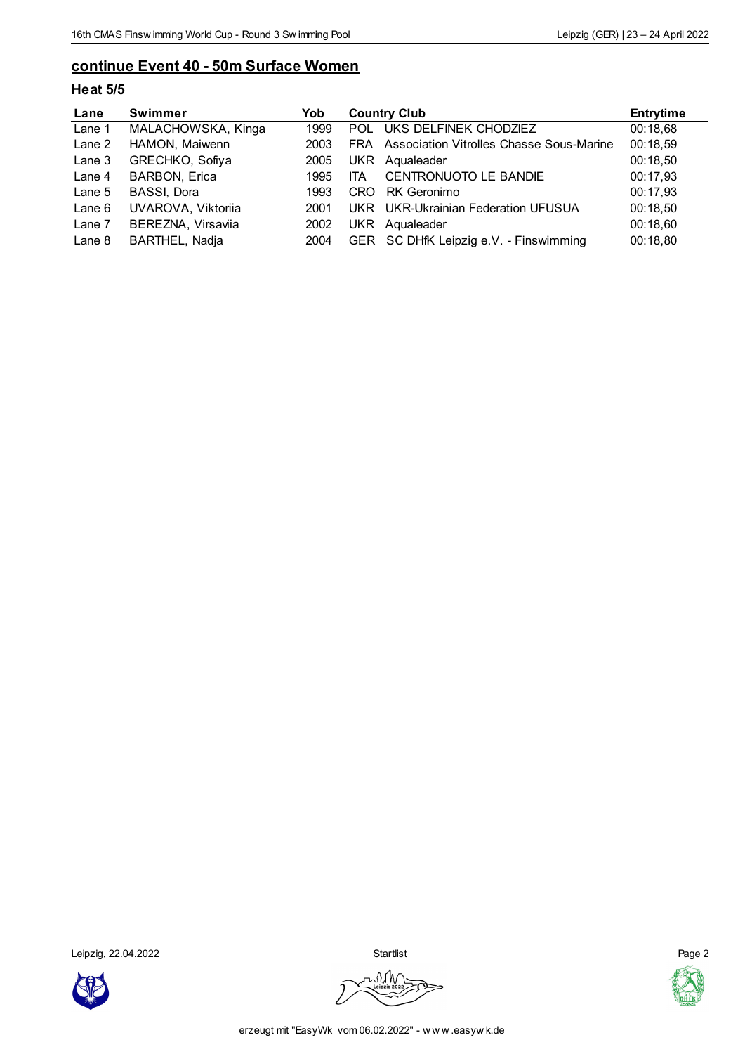## continue Event 40 - 50m Surface Women

### Heat 5/5

| Lane | Swimmer | Yob | Country | Club | Entrytime |
|---|---|---|---|---|---|
| Lane 1 | MALACHOWSKA, Kinga | 1999 | POL | UKS DELFINEK CHODZIEZ | 00:18,68 |
| Lane 2 | HAMON, Maiwenn | 2003 | FRA | Association Vitrolles Chasse Sous-Marine | 00:18,59 |
| Lane 3 | GRECHKO, Sofiya | 2005 | UKR | Aqualeader | 00:18,50 |
| Lane 4 | BARBON, Erica | 1995 | ITA | CENTRONUOTO LE BANDIE | 00:17,93 |
| Lane 5 | BASSI, Dora | 1993 | CRO | RK Geronimo | 00:17,93 |
| Lane 6 | UVAROVA, Viktoriia | 2001 | UKR | UKR-Ukrainian Federation UFUSUA | 00:18,50 |
| Lane 7 | BEREZNA, Virsaviia | 2002 | UKR | Aqualeader | 00:18,60 |
| Lane 8 | BARTHEL, Nadja | 2004 | GER | SC DHfK Leipzig e.V. - Finswimming | 00:18,80 |

Leipzig, 22.04.2022

Startlist

erzeugt mit "EasyWk vom 06.02.2022" - www.easywk.de